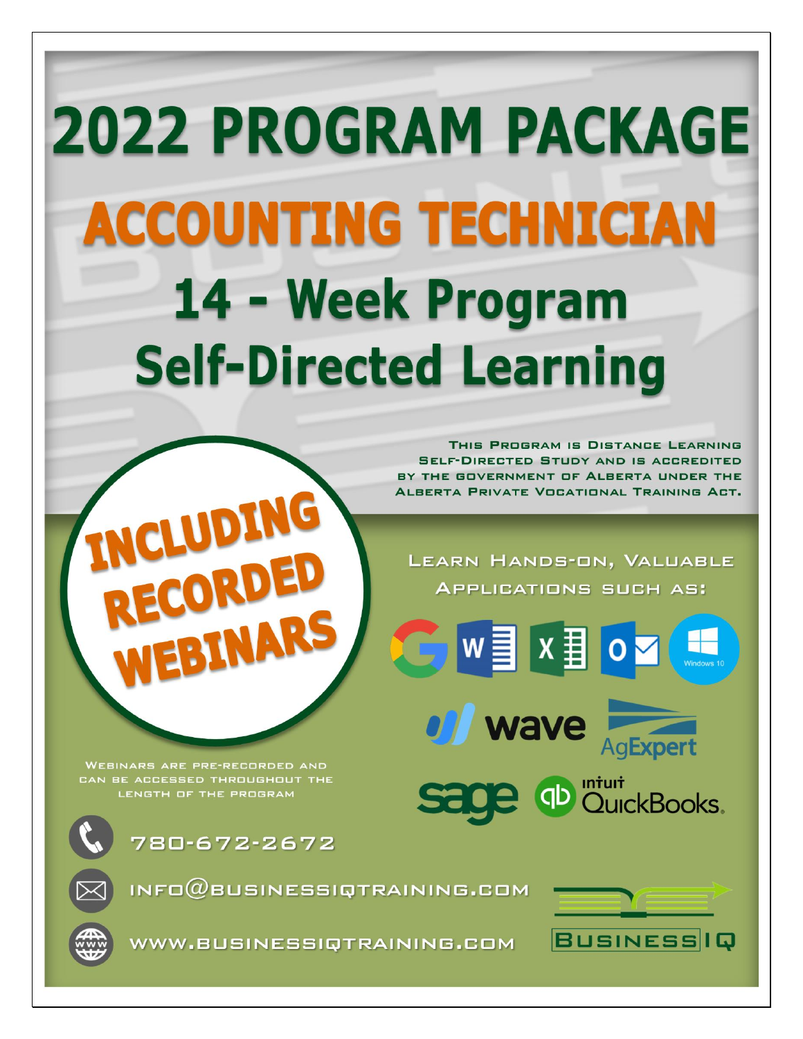# 2022 PROGRAM PACKAGE

# ACCOUNTING TECHNICIAN

## 14 - Week Program

## Self-Directed Learning

This Program is Distance Learning Self-Directed Study and is accredited by the Government of Alberta under the Alberta Private Vocational Training Act.

**INCLUDING RECORDED WEBINARS**

Webinars are pre-recorded and can be accessed throughout the length of the program

Learn Hands-on, Valuable Applications such as:

Google, Word, Excel, Outlook, Windows 10, wave, AgExpert, sage, intuit QuickBooks.

780-672-2672

info@businessiqtraining.com

www.businessiqtraining.com

BUSINESS IQ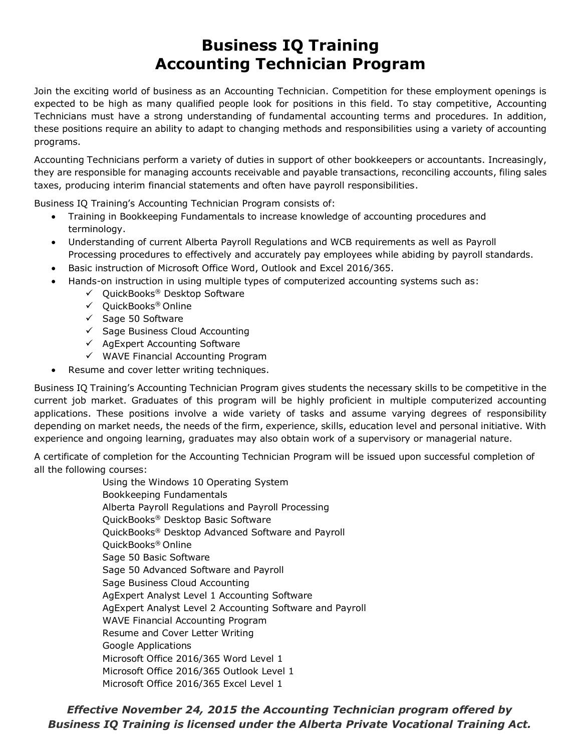# Business IQ Training
# Accounting Technician Program

Join the exciting world of business as an Accounting Technician. Competition for these employment openings is expected to be high as many qualified people look for positions in this field. To stay competitive, Accounting Technicians must have a strong understanding of fundamental accounting terms and procedures. In addition, these positions require an ability to adapt to changing methods and responsibilities using a variety of accounting programs.

Accounting Technicians perform a variety of duties in support of other bookkeepers or accountants. Increasingly, they are responsible for managing accounts receivable and payable transactions, reconciling accounts, filing sales taxes, producing interim financial statements and often have payroll responsibilities.

Business IQ Training's Accounting Technician Program consists of:

- Training in Bookkeeping Fundamentals to increase knowledge of accounting procedures and terminology.
- Understanding of current Alberta Payroll Regulations and WCB requirements as well as Payroll Processing procedures to effectively and accurately pay employees while abiding by payroll standards.
- Basic instruction of Microsoft Office Word, Outlook and Excel 2016/365.
- Hands-on instruction in using multiple types of computerized accounting systems such as:
  - ✓ QuickBooks® Desktop Software
  - ✓ QuickBooks® Online
  - ✓ Sage 50 Software
  - ✓ Sage Business Cloud Accounting
  - ✓ AgExpert Accounting Software
  - ✓ WAVE Financial Accounting Program
- Resume and cover letter writing techniques.

Business IQ Training's Accounting Technician Program gives students the necessary skills to be competitive in the current job market. Graduates of this program will be highly proficient in multiple computerized accounting applications. These positions involve a wide variety of tasks and assume varying degrees of responsibility depending on market needs, the needs of the firm, experience, skills, education level and personal initiative. With experience and ongoing learning, graduates may also obtain work of a supervisory or managerial nature.

A certificate of completion for the Accounting Technician Program will be issued upon successful completion of all the following courses:

Using the Windows 10 Operating System
Bookkeeping Fundamentals
Alberta Payroll Regulations and Payroll Processing
QuickBooks® Desktop Basic Software
QuickBooks® Desktop Advanced Software and Payroll
QuickBooks® Online
Sage 50 Basic Software
Sage 50 Advanced Software and Payroll
Sage Business Cloud Accounting
AgExpert Analyst Level 1 Accounting Software
AgExpert Analyst Level 2 Accounting Software and Payroll
WAVE Financial Accounting Program
Resume and Cover Letter Writing
Google Applications
Microsoft Office 2016/365 Word Level 1
Microsoft Office 2016/365 Outlook Level 1
Microsoft Office 2016/365 Excel Level 1

***Effective November 24, 2015 the Accounting Technician program offered by Business IQ Training is licensed under the Alberta Private Vocational Training Act.***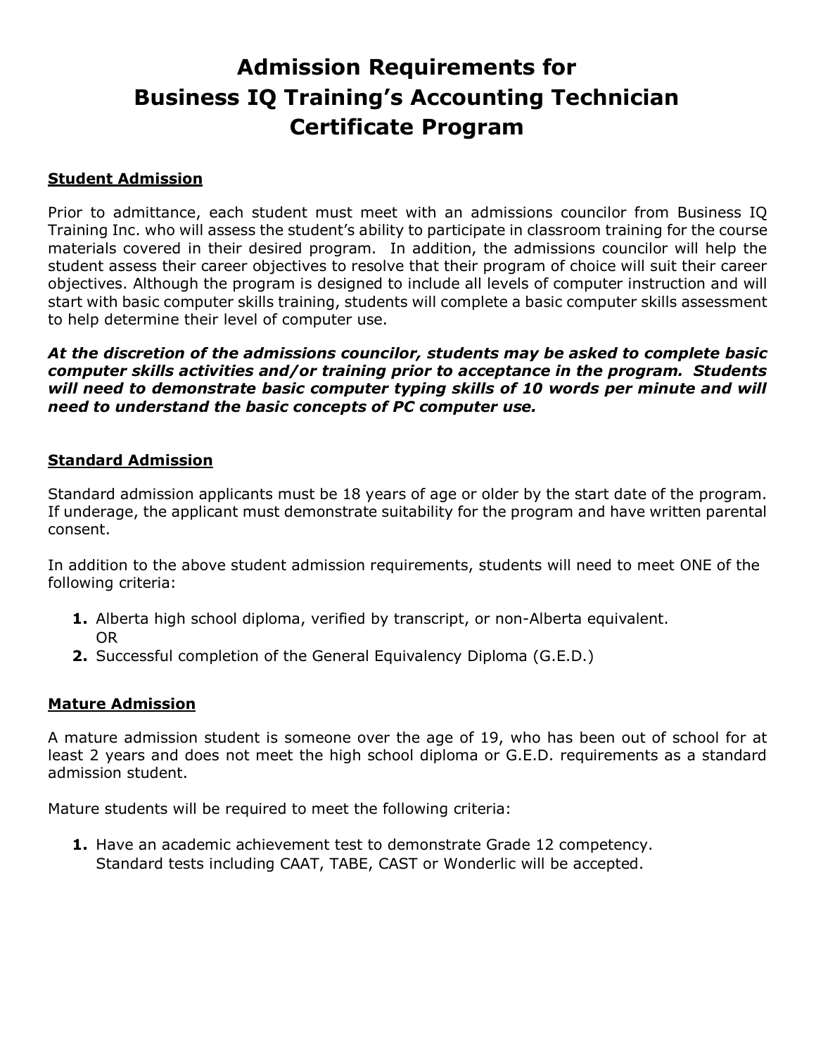# Admission Requirements for Business IQ Training's Accounting Technician Certificate Program

## Student Admission

Prior to admittance, each student must meet with an admissions councilor from Business IQ Training Inc. who will assess the student's ability to participate in classroom training for the course materials covered in their desired program. In addition, the admissions councilor will help the student assess their career objectives to resolve that their program of choice will suit their career objectives. Although the program is designed to include all levels of computer instruction and will start with basic computer skills training, students will complete a basic computer skills assessment to help determine their level of computer use.

***At the discretion of the admissions councilor, students may be asked to complete basic computer skills activities and/or training prior to acceptance in the program. Students will need to demonstrate basic computer typing skills of 10 words per minute and will need to understand the basic concepts of PC computer use.***

## Standard Admission

Standard admission applicants must be 18 years of age or older by the start date of the program. If underage, the applicant must demonstrate suitability for the program and have written parental consent.

In addition to the above student admission requirements, students will need to meet ONE of the following criteria:

1. Alberta high school diploma, verified by transcript, or non-Alberta equivalent.
   OR
2. Successful completion of the General Equivalency Diploma (G.E.D.)

## Mature Admission

A mature admission student is someone over the age of 19, who has been out of school for at least 2 years and does not meet the high school diploma or G.E.D. requirements as a standard admission student.

Mature students will be required to meet the following criteria:

1. Have an academic achievement test to demonstrate Grade 12 competency.
   Standard tests including CAAT, TABE, CAST or Wonderlic will be accepted.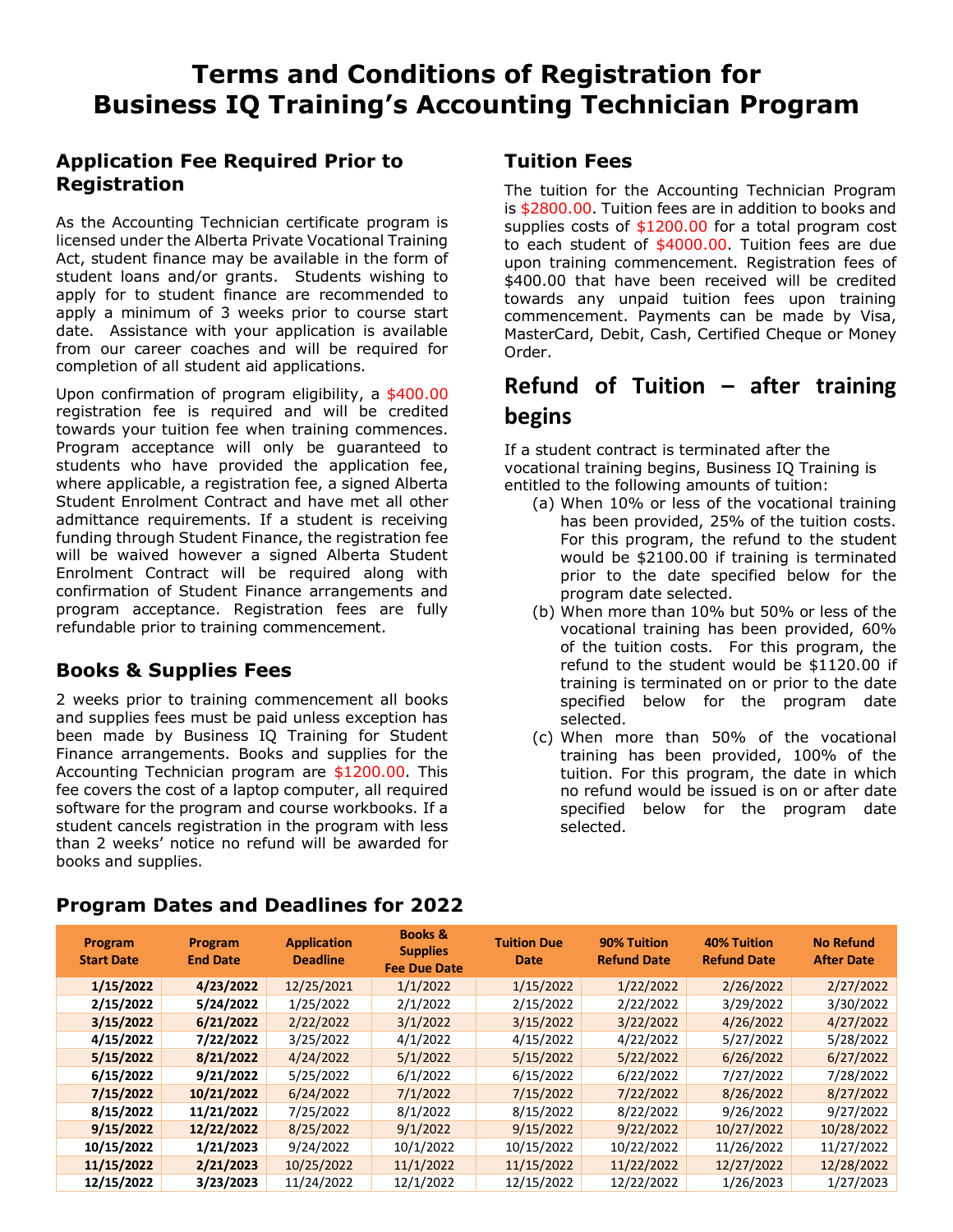# Terms and Conditions of Registration for Business IQ Training's Accounting Technician Program

## Application Fee Required Prior to Registration

As the Accounting Technician certificate program is licensed under the Alberta Private Vocational Training Act, student finance may be available in the form of student loans and/or grants. Students wishing to apply for to student finance are recommended to apply a minimum of 3 weeks prior to course start date. Assistance with your application is available from our career coaches and will be required for completion of all student aid applications.

Upon confirmation of program eligibility, a $400.00 registration fee is required and will be credited towards your tuition fee when training commences. Program acceptance will only be guaranteed to students who have provided the application fee, where applicable, a registration fee, a signed Alberta Student Enrolment Contract and have met all other admittance requirements. If a student is receiving funding through Student Finance, the registration fee will be waived however a signed Alberta Student Enrolment Contract will be required along with confirmation of Student Finance arrangements and program acceptance. Registration fees are fully refundable prior to training commencement.

## Books & Supplies Fees

2 weeks prior to training commencement all books and supplies fees must be paid unless exception has been made by Business IQ Training for Student Finance arrangements. Books and supplies for the Accounting Technician program are $1200.00. This fee covers the cost of a laptop computer, all required software for the program and course workbooks. If a student cancels registration in the program with less than 2 weeks' notice no refund will be awarded for books and supplies.

## Tuition Fees

The tuition for the Accounting Technician Program is $2800.00. Tuition fees are in addition to books and supplies costs of $1200.00 for a total program cost to each student of $4000.00. Tuition fees are due upon training commencement. Registration fees of $400.00 that have been received will be credited towards any unpaid tuition fees upon training commencement. Payments can be made by Visa, MasterCard, Debit, Cash, Certified Cheque or Money Order.

## Refund of Tuition – after training begins

If a student contract is terminated after the vocational training begins, Business IQ Training is entitled to the following amounts of tuition:

(a) When 10% or less of the vocational training has been provided, 25% of the tuition costs. For this program, the refund to the student would be $2100.00 if training is terminated prior to the date specified below for the program date selected.

(b) When more than 10% but 50% or less of the vocational training has been provided, 60% of the tuition costs. For this program, the refund to the student would be $1120.00 if training is terminated on or prior to the date specified below for the program date selected.

(c) When more than 50% of the vocational training has been provided, 100% of the tuition. For this program, the date in which no refund would be issued is on or after date specified below for the program date selected.

## Program Dates and Deadlines for 2022

| Program Start Date | Program End Date | Application Deadline | Books & Supplies Fee Due Date | Tuition Due Date | 90% Tuition Refund Date | 40% Tuition Refund Date | No Refund After Date |
|---|---|---|---|---|---|---|---|
| **1/15/2022** | **4/23/2022** | 12/25/2021 | 1/1/2022 | 1/15/2022 | 1/22/2022 | 2/26/2022 | 2/27/2022 |
| **2/15/2022** | **5/24/2022** | 1/25/2022 | 2/1/2022 | 2/15/2022 | 2/22/2022 | 3/29/2022 | 3/30/2022 |
| **3/15/2022** | **6/21/2022** | 2/22/2022 | 3/1/2022 | 3/15/2022 | 3/22/2022 | 4/26/2022 | 4/27/2022 |
| **4/15/2022** | **7/22/2022** | 3/25/2022 | 4/1/2022 | 4/15/2022 | 4/22/2022 | 5/27/2022 | 5/28/2022 |
| **5/15/2022** | **8/21/2022** | 4/24/2022 | 5/1/2022 | 5/15/2022 | 5/22/2022 | 6/26/2022 | 6/27/2022 |
| **6/15/2022** | **9/21/2022** | 5/25/2022 | 6/1/2022 | 6/15/2022 | 6/22/2022 | 7/27/2022 | 7/28/2022 |
| **7/15/2022** | **10/21/2022** | 6/24/2022 | 7/1/2022 | 7/15/2022 | 7/22/2022 | 8/26/2022 | 8/27/2022 |
| **8/15/2022** | **11/21/2022** | 7/25/2022 | 8/1/2022 | 8/15/2022 | 8/22/2022 | 9/26/2022 | 9/27/2022 |
| **9/15/2022** | **12/22/2022** | 8/25/2022 | 9/1/2022 | 9/15/2022 | 9/22/2022 | 10/27/2022 | 10/28/2022 |
| **10/15/2022** | **1/21/2023** | 9/24/2022 | 10/1/2022 | 10/15/2022 | 10/22/2022 | 11/26/2022 | 11/27/2022 |
| **11/15/2022** | **2/21/2023** | 10/25/2022 | 11/1/2022 | 11/15/2022 | 11/22/2022 | 12/27/2022 | 12/28/2022 |
| **12/15/2022** | **3/23/2023** | 11/24/2022 | 12/1/2022 | 12/15/2022 | 12/22/2022 | 1/26/2023 | 1/27/2023 |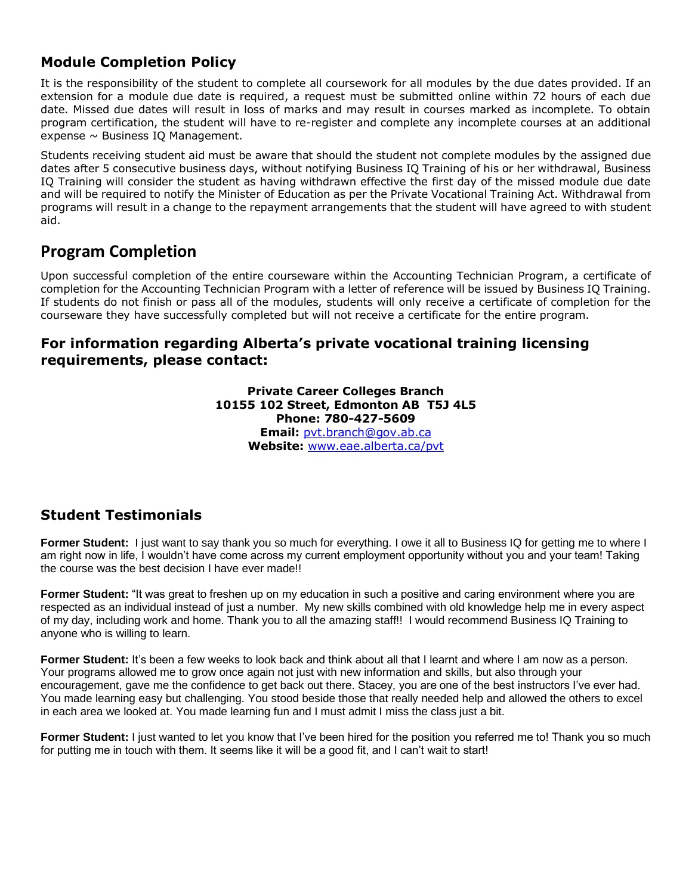## Module Completion Policy

It is the responsibility of the student to complete all coursework for all modules by the due dates provided. If an extension for a module due date is required, a request must be submitted online within 72 hours of each due date. Missed due dates will result in loss of marks and may result in courses marked as incomplete. To obtain program certification, the student will have to re-register and complete any incomplete courses at an additional expense ~ Business IQ Management.

Students receiving student aid must be aware that should the student not complete modules by the assigned due dates after 5 consecutive business days, without notifying Business IQ Training of his or her withdrawal, Business IQ Training will consider the student as having withdrawn effective the first day of the missed module due date and will be required to notify the Minister of Education as per the Private Vocational Training Act. Withdrawal from programs will result in a change to the repayment arrangements that the student will have agreed to with student aid.

## Program Completion

Upon successful completion of the entire courseware within the Accounting Technician Program, a certificate of completion for the Accounting Technician Program with a letter of reference will be issued by Business IQ Training. If students do not finish or pass all of the modules, students will only receive a certificate of completion for the courseware they have successfully completed but will not receive a certificate for the entire program.

### For information regarding Alberta's private vocational training licensing requirements, please contact:

**Private Career Colleges Branch**
**10155 102 Street, Edmonton AB T5J 4L5**
**Phone: 780-427-5609**
**Email:** pvt.branch@gov.ab.ca
**Website:** www.eae.alberta.ca/pvt

## Student Testimonials

**Former Student:** I just want to say thank you so much for everything. I owe it all to Business IQ for getting me to where I am right now in life, I wouldn't have come across my current employment opportunity without you and your team! Taking the course was the best decision I have ever made!!

**Former Student:** "It was great to freshen up on my education in such a positive and caring environment where you are respected as an individual instead of just a number. My new skills combined with old knowledge help me in every aspect of my day, including work and home. Thank you to all the amazing staff!! I would recommend Business IQ Training to anyone who is willing to learn.

**Former Student:** It's been a few weeks to look back and think about all that I learnt and where I am now as a person. Your programs allowed me to grow once again not just with new information and skills, but also through your encouragement, gave me the confidence to get back out there. Stacey, you are one of the best instructors I've ever had. You made learning easy but challenging. You stood beside those that really needed help and allowed the others to excel in each area we looked at. You made learning fun and I must admit I miss the class just a bit.

**Former Student:** I just wanted to let you know that I've been hired for the position you referred me to! Thank you so much for putting me in touch with them. It seems like it will be a good fit, and I can't wait to start!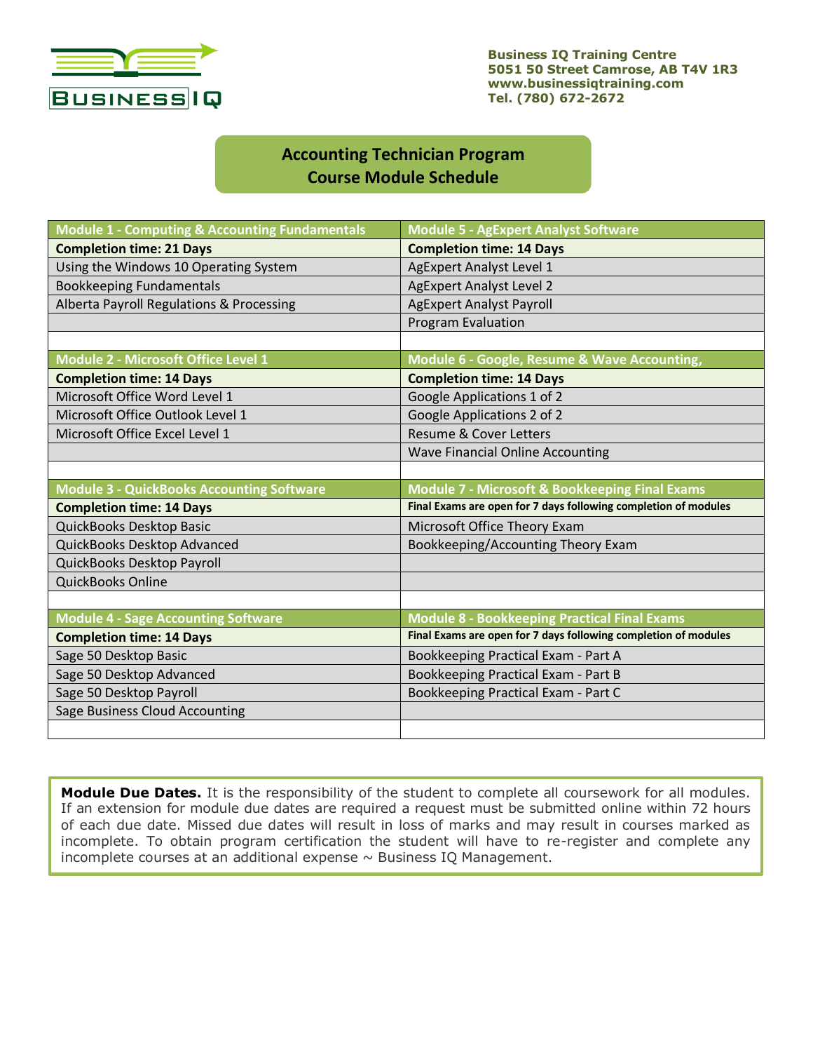Business IQ Training Centre
5051 50 Street Camrose, AB T4V 1R3
www.businessiqtraining.com
Tel. (780) 672-2672

# Accounting Technician Program
## Course Module Schedule

| Module 1 - Computing & Accounting Fundamentals | Module 5 - AgExpert Analyst Software |
|---|---|
| **Completion time: 21 Days** | **Completion time: 14 Days** |
| Using the Windows 10 Operating System | AgExpert Analyst Level 1 |
| Bookkeeping Fundamentals | AgExpert Analyst Level 2 |
| Alberta Payroll Regulations & Processing | AgExpert Analyst Payroll |
| | Program Evaluation |
| | |
| **Module 2 - Microsoft Office Level 1** | **Module 6 - Google, Resume & Wave Accounting,** |
| **Completion time: 14 Days** | **Completion time: 14 Days** |
| Microsoft Office Word Level 1 | Google Applications 1 of 2 |
| Microsoft Office Outlook Level 1 | Google Applications 2 of 2 |
| Microsoft Office Excel Level 1 | Resume & Cover Letters |
| | Wave Financial Online Accounting |
| | |
| **Module 3 - QuickBooks Accounting Software** | **Module 7 - Microsoft & Bookkeeping Final Exams** |
| **Completion time: 14 Days** | **Final Exams are open for 7 days following completion of modules** |
| QuickBooks Desktop Basic | Microsoft Office Theory Exam |
| QuickBooks Desktop Advanced | Bookkeeping/Accounting Theory Exam |
| QuickBooks Desktop Payroll | |
| QuickBooks Online | |
| | |
| **Module 4 - Sage Accounting Software** | **Module 8 - Bookkeeping Practical Final Exams** |
| **Completion time: 14 Days** | **Final Exams are open for 7 days following completion of modules** |
| Sage 50 Desktop Basic | Bookkeeping Practical Exam - Part A |
| Sage 50 Desktop Advanced | Bookkeeping Practical Exam - Part B |
| Sage 50 Desktop Payroll | Bookkeeping Practical Exam - Part C |
| Sage Business Cloud Accounting | |
| | |

**Module Due Dates.** It is the responsibility of the student to complete all coursework for all modules. If an extension for module due dates are required a request must be submitted online within 72 hours of each due date. Missed due dates will result in loss of marks and may result in courses marked as incomplete. To obtain program certification the student will have to re-register and complete any incomplete courses at an additional expense ~ Business IQ Management.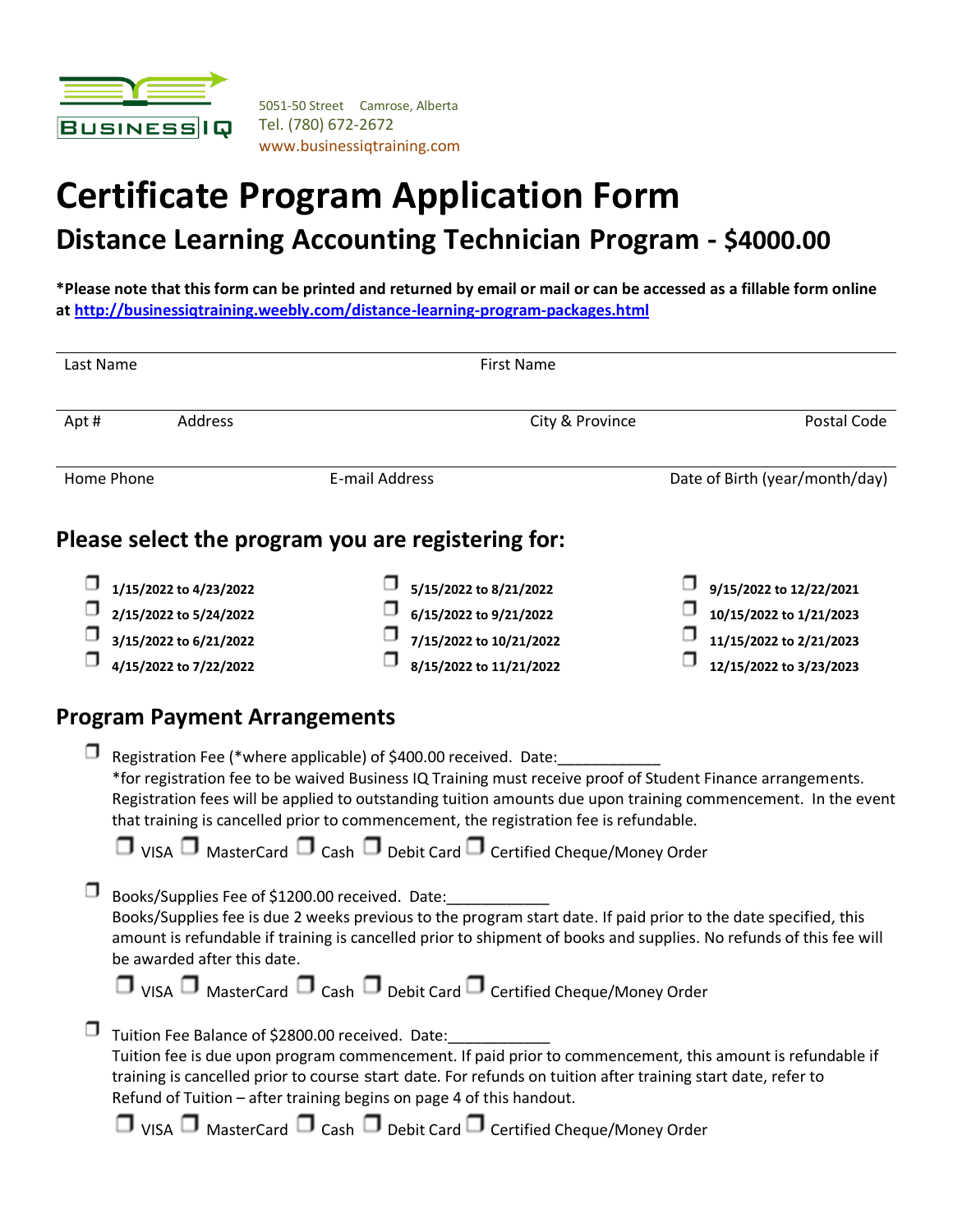BUSINESS IQ

5051-50 Street Camrose, Alberta
Tel. (780) 672-2672
www.businessiqtraining.com

# Certificate Program Application Form

## Distance Learning Accounting Technician Program - $4000.00

**\*Please note that this form can be printed and returned by email or mail or can be accessed as a fillable form online at [http://businessiqtraining.weebly.com/distance-learning-program-packages.html](http://businessiqtraining.weebly.com/distance-learning-program-packages.html)**

| Last Name | | First Name | |
|---|---|---|---|
| Apt # | Address | City & Province | Postal Code |
| Home Phone | E-mail Address | | Date of Birth (year/month/day) |

## Please select the program you are registering for:

| | | |
|---|---|---|
| ☐ **1/15/2022 to 4/23/2022** | ☐ **5/15/2022 to 8/21/2022** | ☐ **9/15/2022 to 12/22/2021** |
| ☐ **2/15/2022 to 5/24/2022** | ☐ **6/15/2022 to 9/21/2022** | ☐ **10/15/2022 to 1/21/2023** |
| ☐ **3/15/2022 to 6/21/2022** | ☐ **7/15/2022 to 10/21/2022** | ☐ **11/15/2022 to 2/21/2023** |
| ☐ **4/15/2022 to 7/22/2022** | ☐ **8/15/2022 to 11/21/2022** | ☐ **12/15/2022 to 3/23/2023** |

## Program Payment Arrangements

☐ Registration Fee (*where applicable) of $400.00 received. Date:____________
*for registration fee to be waived Business IQ Training must receive proof of Student Finance arrangements. Registration fees will be applied to outstanding tuition amounts due upon training commencement. In the event that training is cancelled prior to commencement, the registration fee is refundable.

☐ VISA ☐ MasterCard ☐ Cash ☐ Debit Card ☐ Certified Cheque/Money Order

☐ Books/Supplies Fee of $1200.00 received. Date:____________
Books/Supplies fee is due 2 weeks previous to the program start date. If paid prior to the date specified, this amount is refundable if training is cancelled prior to shipment of books and supplies. No refunds of this fee will be awarded after this date.

☐ VISA ☐ MasterCard ☐ Cash ☐ Debit Card ☐ Certified Cheque/Money Order

☐ Tuition Fee Balance of $2800.00 received. Date:____________
Tuition fee is due upon program commencement. If paid prior to commencement, this amount is refundable if training is cancelled prior to course start date. For refunds on tuition after training start date, refer to Refund of Tuition – after training begins on page 4 of this handout.

☐ VISA ☐ MasterCard ☐ Cash ☐ Debit Card ☐ Certified Cheque/Money Order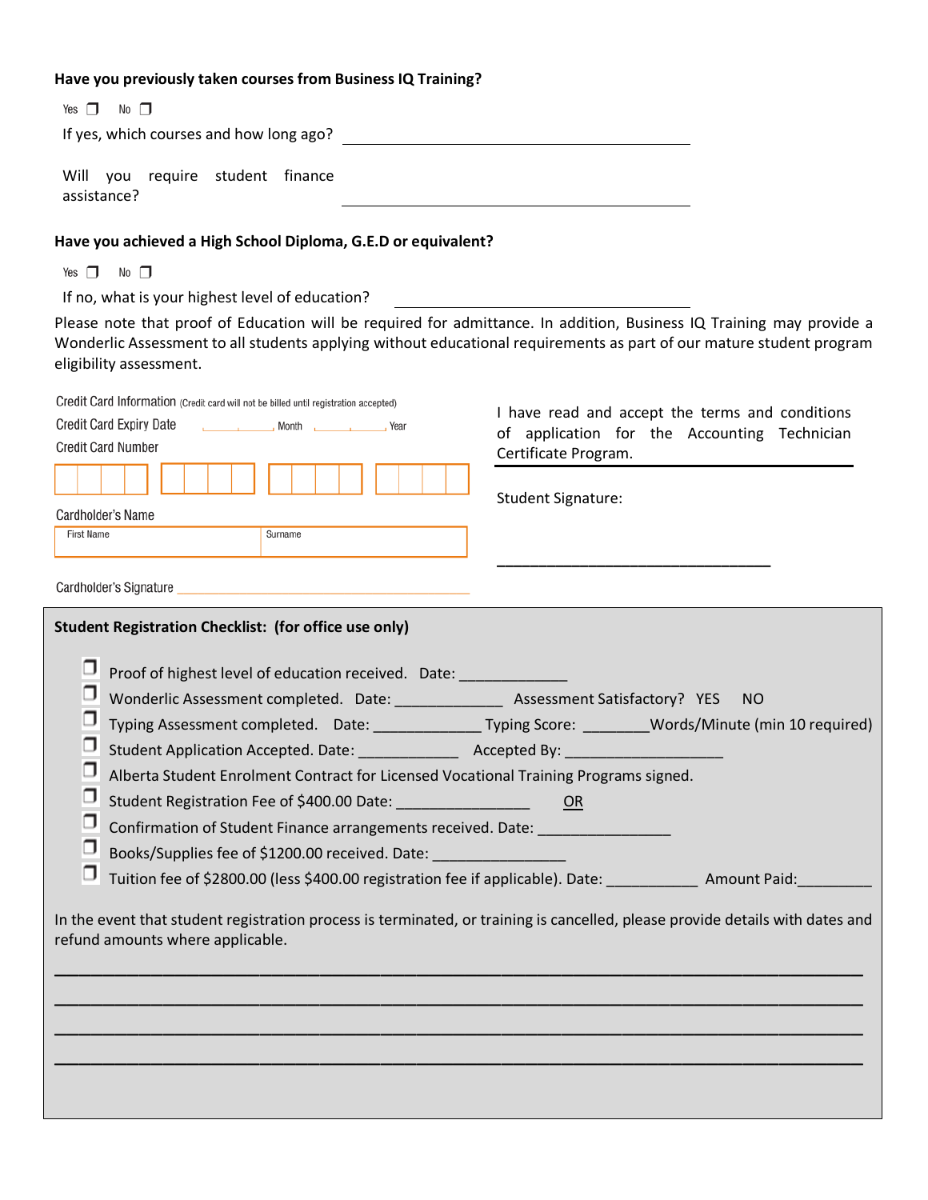**Have you previously taken courses from Business IQ Training?**

Yes ❒ No ❒

If yes, which courses and how long ago? ______________________________

Will you require student finance assistance? ______________________________

**Have you achieved a High School Diploma, G.E.D or equivalent?**

Yes ❒ No ❒

If no, what is your highest level of education? ______________________________

Please note that proof of Education will be required for admittance. In addition, Business IQ Training may provide a Wonderlic Assessment to all students applying without educational requirements as part of our mature student program eligibility assessment.

Credit Card Information (Credit card will not be billed until registration accepted)

Credit Card Expiry Date ________ Month ________ Year

Credit Card Number

| | | | |
|---|---|---|---|
| | | | |

Cardholder's Name

| First Name | Surname |
|---|---|
| | |

Cardholder's Signature ______________________________

I have read and accept the terms and conditions of application for the Accounting Technician Certificate Program.

Student Signature:

______________________________

**Student Registration Checklist: (for office use only)**

- ❒ Proof of highest level of education received. Date: _____________
- ❒ Wonderlic Assessment completed. Date: _____________ Assessment Satisfactory? YES NO
- ❒ Typing Assessment completed. Date: _____________ Typing Score: ________Words/Minute (min 10 required)
- ❒ Student Application Accepted. Date: ____________ Accepted By: ___________________
- ❒ Alberta Student Enrolment Contract for Licensed Vocational Training Programs signed.
- ❒ Student Registration Fee of $400.00 Date: ________________ OR
- ❒ Confirmation of Student Finance arrangements received. Date: ________________
- ❒ Books/Supplies fee of $1200.00 received. Date: ________________
- ❒ Tuition fee of $2800.00 (less $400.00 registration fee if applicable). Date: ___________ Amount Paid:_________

In the event that student registration process is terminated, or training is cancelled, please provide details with dates and refund amounts where applicable.

________________________________________________________________________________

________________________________________________________________________________

________________________________________________________________________________

________________________________________________________________________________